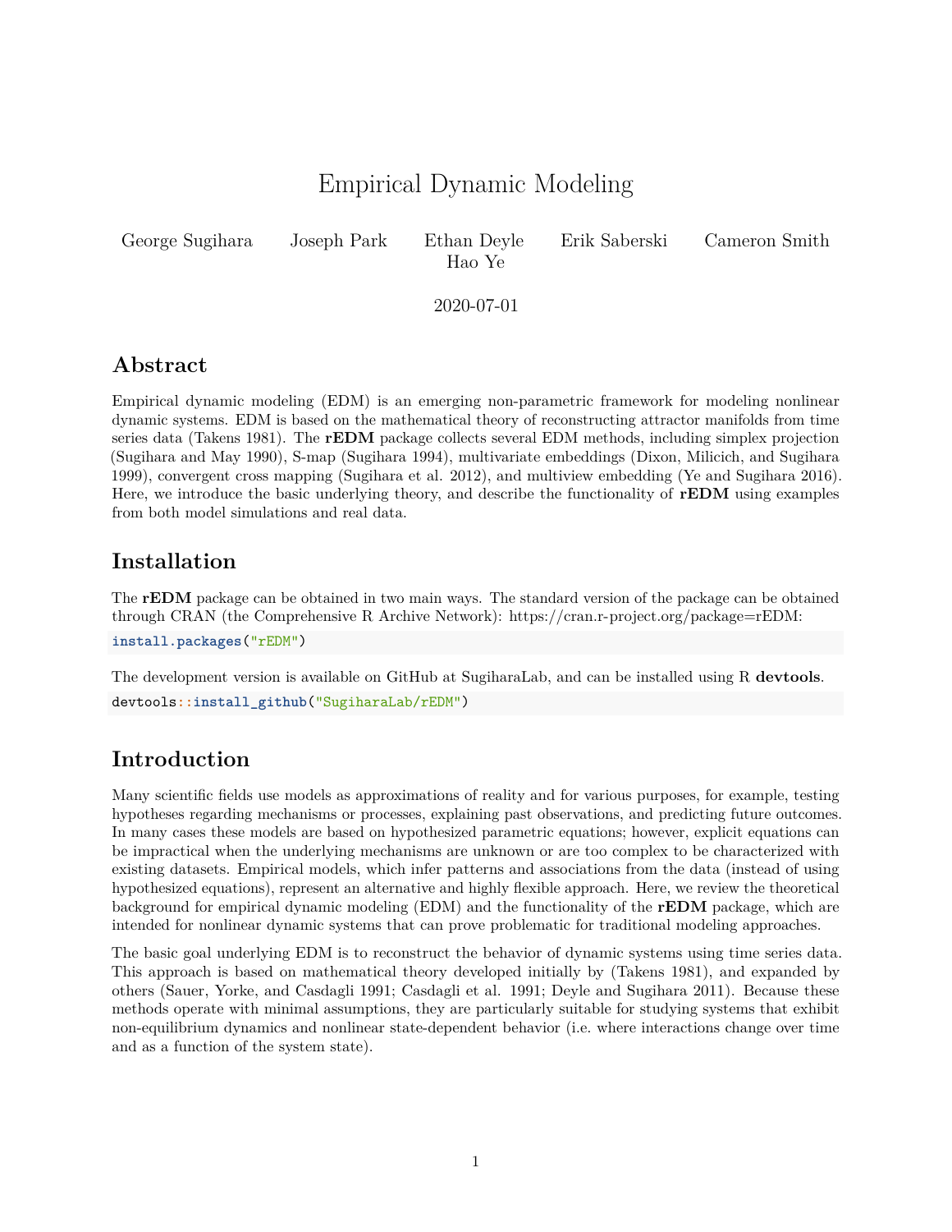# Empirical Dynamic Modeling

George Sugihara  Joseph Park  Ethan Deyle  Erik Saberski  Cameron Smith  Hao Ye

2020-07-01

## Abstract

Empirical dynamic modeling (EDM) is an emerging non-parametric framework for modeling nonlinear dynamic systems. EDM is based on the mathematical theory of reconstructing attractor manifolds from time series data (Takens 1981). The **rEDM** package collects several EDM methods, including simplex projection (Sugihara and May 1990), S-map (Sugihara 1994), multivariate embeddings (Dixon, Milicich, and Sugihara 1999), convergent cross mapping (Sugihara et al. 2012), and multiview embedding (Ye and Sugihara 2016). Here, we introduce the basic underlying theory, and describe the functionality of **rEDM** using examples from both model simulations and real data.

## Installation

The **rEDM** package can be obtained in two main ways. The standard version of the package can be obtained through CRAN (the Comprehensive R Archive Network): https://cran.r-project.org/package=rEDM:

```
install.packages("rEDM")
```

The development version is available on GitHub at SugiharaLab, and can be installed using R **devtools**.

```
devtools::install_github("SugiharaLab/rEDM")
```

## Introduction

Many scientific fields use models as approximations of reality and for various purposes, for example, testing hypotheses regarding mechanisms or processes, explaining past observations, and predicting future outcomes. In many cases these models are based on hypothesized parametric equations; however, explicit equations can be impractical when the underlying mechanisms are unknown or are too complex to be characterized with existing datasets. Empirical models, which infer patterns and associations from the data (instead of using hypothesized equations), represent an alternative and highly flexible approach. Here, we review the theoretical background for empirical dynamic modeling (EDM) and the functionality of the **rEDM** package, which are intended for nonlinear dynamic systems that can prove problematic for traditional modeling approaches.

The basic goal underlying EDM is to reconstruct the behavior of dynamic systems using time series data. This approach is based on mathematical theory developed initially by (Takens 1981), and expanded by others (Sauer, Yorke, and Casdagli 1991; Casdagli et al. 1991; Deyle and Sugihara 2011). Because these methods operate with minimal assumptions, they are particularly suitable for studying systems that exhibit non-equilibrium dynamics and nonlinear state-dependent behavior (i.e. where interactions change over time and as a function of the system state).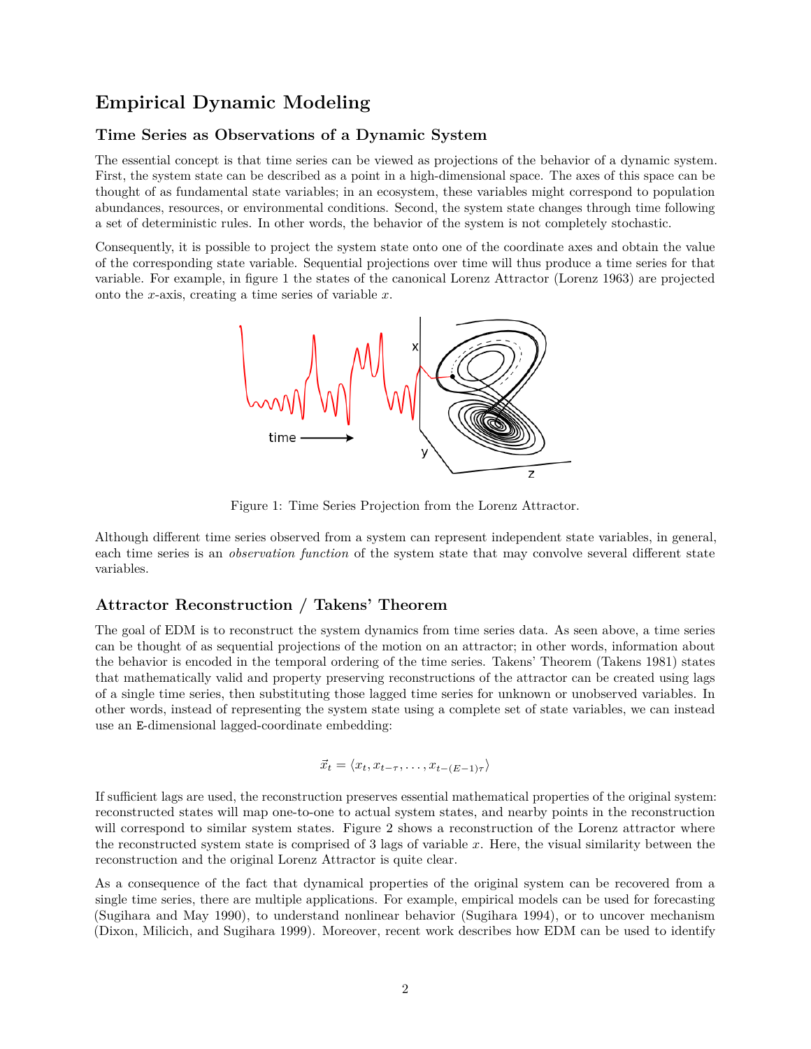## Empirical Dynamic Modeling

### Time Series as Observations of a Dynamic System

The essential concept is that time series can be viewed as projections of the behavior of a dynamic system. First, the system state can be described as a point in a high-dimensional space. The axes of this space can be thought of as fundamental state variables; in an ecosystem, these variables might correspond to population abundances, resources, or environmental conditions. Second, the system state changes through time following a set of deterministic rules. In other words, the behavior of the system is not completely stochastic.

Consequently, it is possible to project the system state onto one of the coordinate axes and obtain the value of the corresponding state variable. Sequential projections over time will thus produce a time series for that variable. For example, in figure 1 the states of the canonical Lorenz Attractor (Lorenz 1963) are projected onto the $x$-axis, creating a time series of variable $x$.

Figure 1: Time Series Projection from the Lorenz Attractor.

Although different time series observed from a system can represent independent state variables, in general, each time series is an *observation function* of the system state that may convolve several different state variables.

### Attractor Reconstruction / Takens' Theorem

The goal of EDM is to reconstruct the system dynamics from time series data. As seen above, a time series can be thought of as sequential projections of the motion on an attractor; in other words, information about the behavior is encoded in the temporal ordering of the time series. Takens' Theorem (Takens 1981) states that mathematically valid and property preserving reconstructions of the attractor can be created using lags of a single time series, then substituting those lagged time series for unknown or unobserved variables. In other words, instead of representing the system state using a complete set of state variables, we can instead use an `E`-dimensional lagged-coordinate embedding:

$$\vec{x}_t = \langle x_t, x_{t-\tau}, \dots, x_{t-(E-1)\tau} \rangle$$

If sufficient lags are used, the reconstruction preserves essential mathematical properties of the original system: reconstructed states will map one-to-one to actual system states, and nearby points in the reconstruction will correspond to similar system states. Figure 2 shows a reconstruction of the Lorenz attractor where the reconstructed system state is comprised of 3 lags of variable $x$. Here, the visual similarity between the reconstruction and the original Lorenz Attractor is quite clear.

As a consequence of the fact that dynamical properties of the original system can be recovered from a single time series, there are multiple applications. For example, empirical models can be used for forecasting (Sugihara and May 1990), to understand nonlinear behavior (Sugihara 1994), or to uncover mechanism (Dixon, Milicich, and Sugihara 1999). Moreover, recent work describes how EDM can be used to identify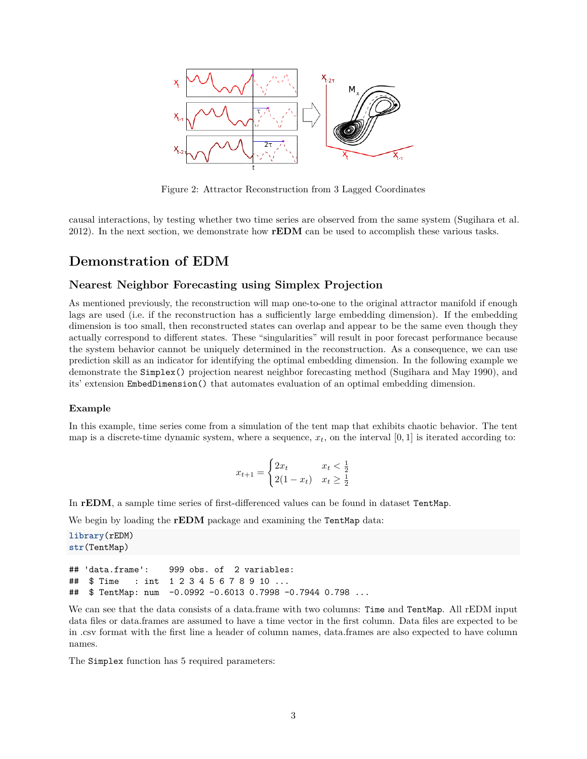Figure 2: Attractor Reconstruction from 3 Lagged Coordinates

causal interactions, by testing whether two time series are observed from the same system (Sugihara et al. 2012). In the next section, we demonstrate how **rEDM** can be used to accomplish these various tasks.

## Demonstration of EDM

### Nearest Neighbor Forecasting using Simplex Projection

As mentioned previously, the reconstruction will map one-to-one to the original attractor manifold if enough lags are used (i.e. if the reconstruction has a sufficiently large embedding dimension). If the embedding dimension is too small, then reconstructed states can overlap and appear to be the same even though they actually correspond to different states. These "singularities" will result in poor forecast performance because the system behavior cannot be uniquely determined in the reconstruction. As a consequence, we can use prediction skill as an indicator for identifying the optimal embedding dimension. In the following example we demonstrate the `Simplex()` projection nearest neighbor forecasting method (Sugihara and May 1990), and its' extension `EmbedDimension()` that automates evaluation of an optimal embedding dimension.

#### Example

In this example, time series come from a simulation of the tent map that exhibits chaotic behavior. The tent map is a discrete-time dynamic system, where a sequence, $x_t$, on the interval $[0, 1]$ is iterated according to:

$$x_{t+1} = \begin{cases} 2x_t & x_t < \frac{1}{2} \\ 2(1 - x_t) & x_t \geq \frac{1}{2} \end{cases}$$

In **rEDM**, a sample time series of first-differenced values can be found in dataset `TentMap`.

We begin by loading the **rEDM** package and examining the `TentMap` data:

```
library(rEDM)
str(TentMap)
```

```
## 'data.frame':    999 obs. of  2 variables:
##  $ Time   : int  1 2 3 4 5 6 7 8 9 10 ...
##  $ TentMap: num  -0.0992 -0.6013 0.7998 -0.7944 0.798 ...
```

We can see that the data consists of a data.frame with two columns: `Time` and `TentMap`. All rEDM input data files or data.frames are assumed to have a time vector in the first column. Data files are expected to be in .csv format with the first line a header of column names, data.frames are also expected to have column names.

The `Simplex` function has 5 required parameters: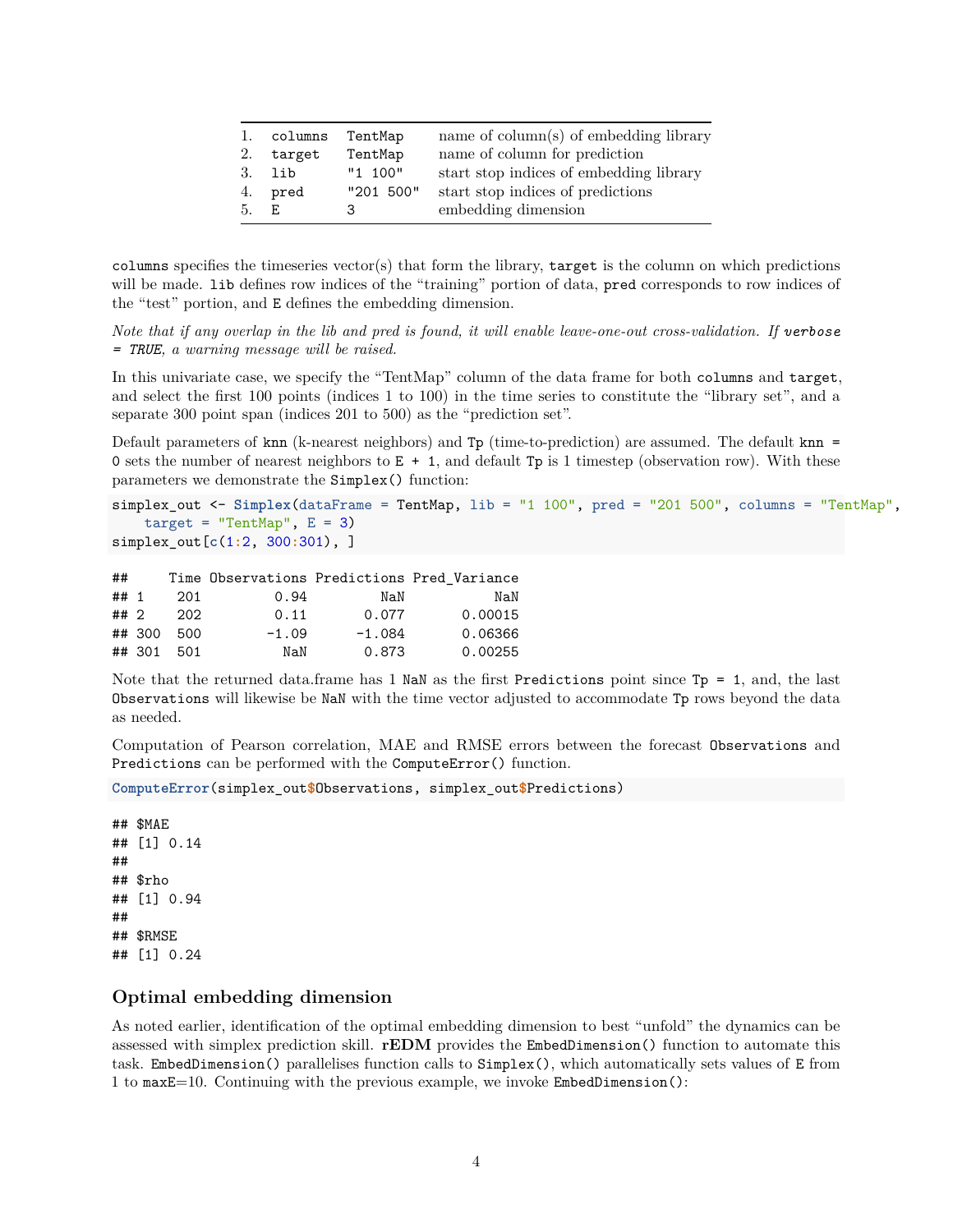| | | | |
|---|---|---|---|
| 1. | `columns` | `TentMap` | name of column(s) of embedding library |
| 2. | `target` | `TentMap` | name of column for prediction |
| 3. | `lib` | `"1 100"` | start stop indices of embedding library |
| 4. | `pred` | `"201 500"` | start stop indices of predictions |
| 5. | `E` | `3` | embedding dimension |

`columns` specifies the timeseries vector(s) that form the library, `target` is the column on which predictions will be made. `lib` defines row indices of the "training" portion of data, `pred` corresponds to row indices of the "test" portion, and `E` defines the embedding dimension.

*Note that if any overlap in the lib and pred is found, it will enable leave-one-out cross-validation. If `verbose = TRUE`, a warning message will be raised.*

In this univariate case, we specify the "TentMap" column of the data frame for both `columns` and `target`, and select the first 100 points (indices 1 to 100) in the time series to constitute the "library set", and a separate 300 point span (indices 201 to 500) as the "prediction set".

Default parameters of `knn` (k-nearest neighbors) and `Tp` (time-to-prediction) are assumed. The default `knn = 0` sets the number of nearest neighbors to `E + 1`, and default `Tp` is 1 timestep (observation row). With these parameters we demonstrate the `Simplex()` function:

```
simplex_out <- Simplex(dataFrame = TentMap, lib = "1 100", pred = "201 500", columns = "TentMap",
    target = "TentMap", E = 3)
simplex_out[c(1:2, 300:301), ]
```

```
##     Time Observations Predictions Pred_Variance
## 1    201         0.94         NaN           NaN
## 2    202         0.11       0.077       0.00015
## 300  500        -1.09      -1.084       0.06366
## 301  501          NaN       0.873       0.00255
```

Note that the returned data.frame has 1 `NaN` as the first `Predictions` point since `Tp = 1`, and, the last `Observations` will likewise be `NaN` with the time vector adjusted to accommodate `Tp` rows beyond the data as needed.

Computation of Pearson correlation, MAE and RMSE errors between the forecast `Observations` and `Predictions` can be performed with the `ComputeError()` function.

```
ComputeError(simplex_out$Observations, simplex_out$Predictions)
```

```
## $MAE
## [1] 0.14
##
## $rho
## [1] 0.94
##
## $RMSE
## [1] 0.24
```

### Optimal embedding dimension

As noted earlier, identification of the optimal embedding dimension to best "unfold" the dynamics can be assessed with simplex prediction skill. **rEDM** provides the `EmbedDimension()` function to automate this task. `EmbedDimension()` parallelises function calls to `Simplex()`, which automatically sets values of `E` from 1 to `maxE`=10. Continuing with the previous example, we invoke `EmbedDimension()`: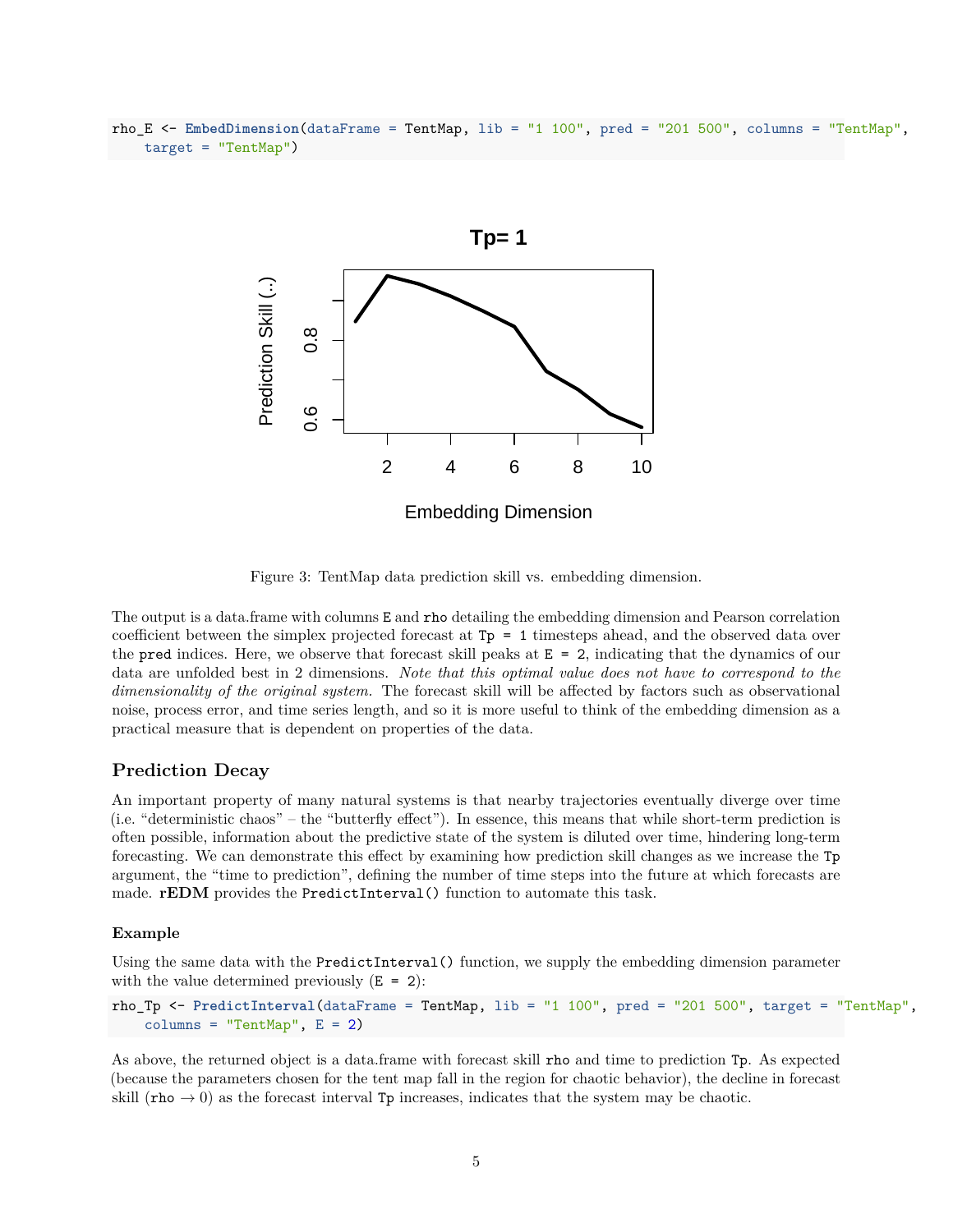```
rho_E <- EmbedDimension(dataFrame = TentMap, lib = "1 100", pred = "201 500", columns = "TentMap",
    target = "TentMap")
```

Figure 3: TentMap data prediction skill vs. embedding dimension.

The output is a data.frame with columns `E` and `rho` detailing the embedding dimension and Pearson correlation coefficient between the simplex projected forecast at `Tp = 1` timesteps ahead, and the observed data over the `pred` indices. Here, we observe that forecast skill peaks at `E = 2`, indicating that the dynamics of our data are unfolded best in 2 dimensions. *Note that this optimal value does not have to correspond to the dimensionality of the original system.* The forecast skill will be affected by factors such as observational noise, process error, and time series length, and so it is more useful to think of the embedding dimension as a practical measure that is dependent on properties of the data.

## Prediction Decay

An important property of many natural systems is that nearby trajectories eventually diverge over time (i.e. "deterministic chaos" – the "butterfly effect"). In essence, this means that while short-term prediction is often possible, information about the predictive state of the system is diluted over time, hindering long-term forecasting. We can demonstrate this effect by examining how prediction skill changes as we increase the `Tp` argument, the "time to prediction", defining the number of time steps into the future at which forecasts are made. **rEDM** provides the `PredictInterval()` function to automate this task.

### Example

Using the same data with the `PredictInterval()` function, we supply the embedding dimension parameter with the value determined previously (`E = 2`):

```
rho_Tp <- PredictInterval(dataFrame = TentMap, lib = "1 100", pred = "201 500", target = "TentMap",
    columns = "TentMap", E = 2)
```

As above, the returned object is a data.frame with forecast skill `rho` and time to prediction `Tp`. As expected (because the parameters chosen for the tent map fall in the region for chaotic behavior), the decline in forecast skill (`rho` $\rightarrow 0$) as the forecast interval `Tp` increases, indicates that the system may be chaotic.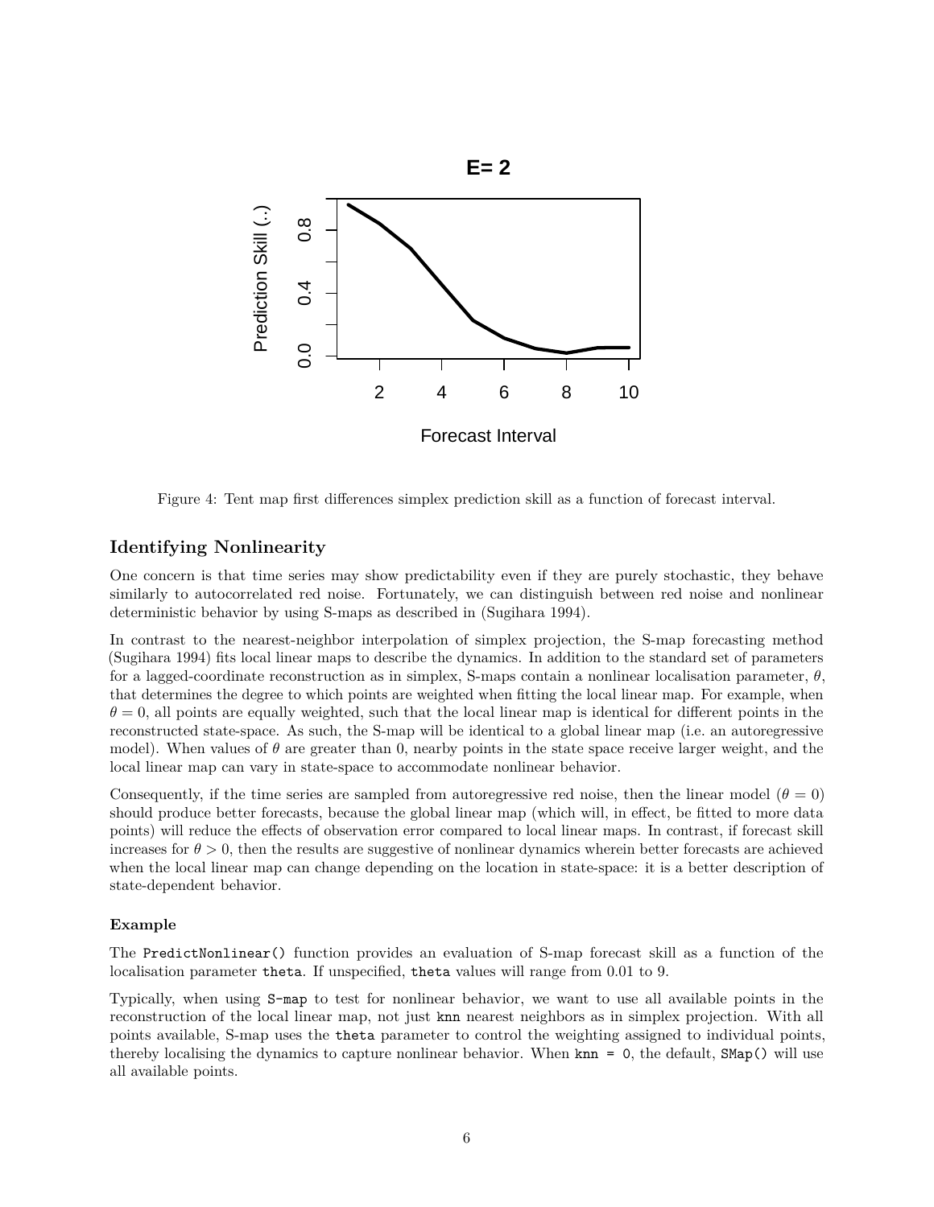Figure 4: Tent map first differences simplex prediction skill as a function of forecast interval.

### Identifying Nonlinearity

One concern is that time series may show predictability even if they are purely stochastic, they behave similarly to autocorrelated red noise. Fortunately, we can distinguish between red noise and nonlinear deterministic behavior by using S-maps as described in (Sugihara 1994).

In contrast to the nearest-neighbor interpolation of simplex projection, the S-map forecasting method (Sugihara 1994) fits local linear maps to describe the dynamics. In addition to the standard set of parameters for a lagged-coordinate reconstruction as in simplex, S-maps contain a nonlinear localisation parameter, $\theta$, that determines the degree to which points are weighted when fitting the local linear map. For example, when $\theta = 0$, all points are equally weighted, such that the local linear map is identical for different points in the reconstructed state-space. As such, the S-map will be identical to a global linear map (i.e. an autoregressive model). When values of $\theta$ are greater than 0, nearby points in the state space receive larger weight, and the local linear map can vary in state-space to accommodate nonlinear behavior.

Consequently, if the time series are sampled from autoregressive red noise, then the linear model ($\theta = 0$) should produce better forecasts, because the global linear map (which will, in effect, be fitted to more data points) will reduce the effects of observation error compared to local linear maps. In contrast, if forecast skill increases for $\theta > 0$, then the results are suggestive of nonlinear dynamics wherein better forecasts are achieved when the local linear map can change depending on the location in state-space: it is a better description of state-dependent behavior.

#### Example

The `PredictNonlinear()` function provides an evaluation of S-map forecast skill as a function of the localisation parameter `theta`. If unspecified, `theta` values will range from 0.01 to 9.

Typically, when using `S-map` to test for nonlinear behavior, we want to use all available points in the reconstruction of the local linear map, not just `knn` nearest neighbors as in simplex projection. With all points available, S-map uses the `theta` parameter to control the weighting assigned to individual points, thereby localising the dynamics to capture nonlinear behavior. When `knn = 0`, the default, `SMap()` will use all available points.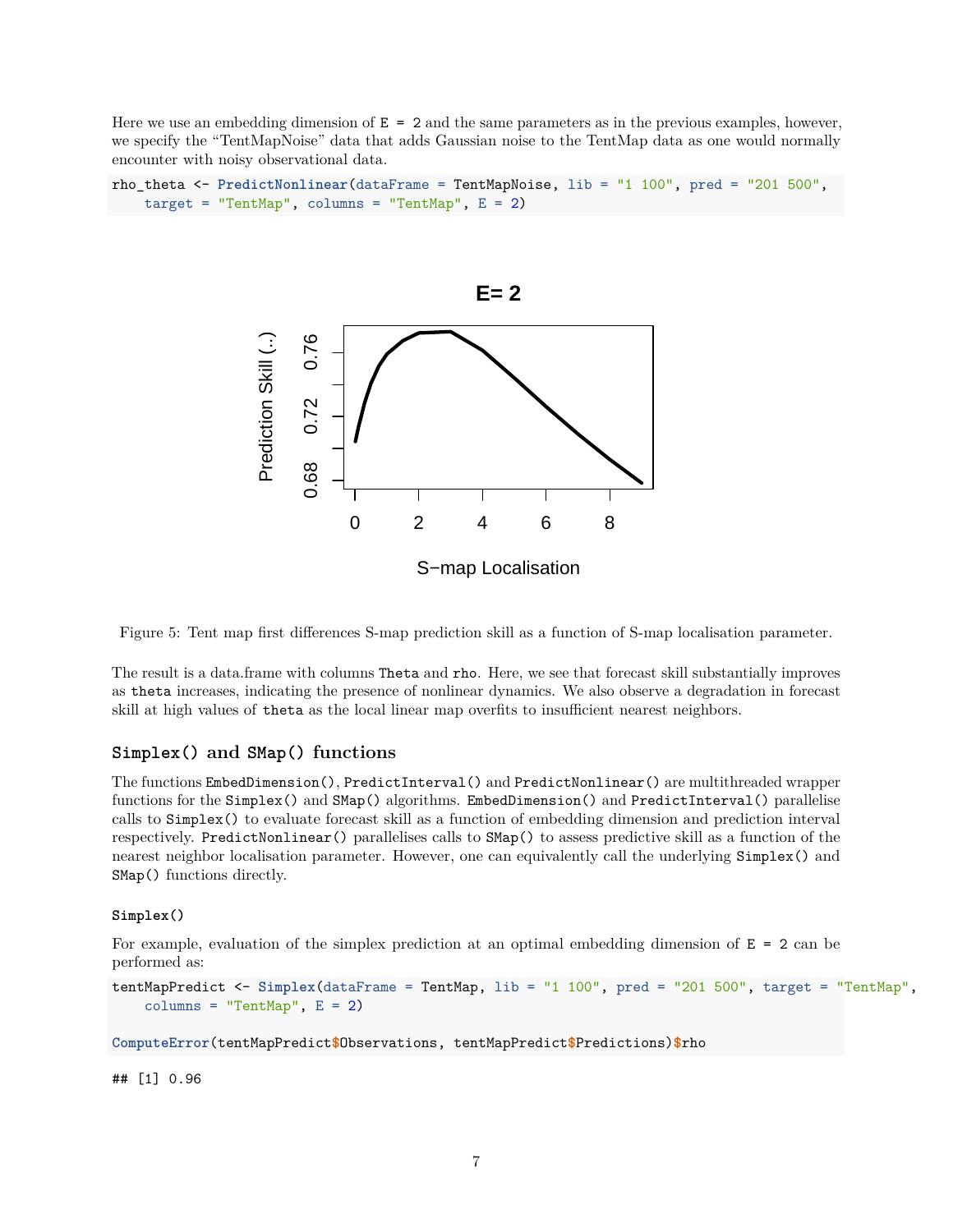Here we use an embedding dimension of `E = 2` and the same parameters as in the previous examples, however, we specify the "TentMapNoise" data that adds Gaussian noise to the TentMap data as one would normally encounter with noisy observational data.

```
rho_theta <- PredictNonlinear(dataFrame = TentMapNoise, lib = "1 100", pred = "201 500",
    target = "TentMap", columns = "TentMap", E = 2)
```

Figure 5: Tent map first differences S-map prediction skill as a function of S-map localisation parameter.

The result is a data.frame with columns `Theta` and `rho`. Here, we see that forecast skill substantially improves as `theta` increases, indicating the presence of nonlinear dynamics. We also observe a degradation in forecast skill at high values of `theta` as the local linear map overfits to insufficient nearest neighbors.

### `Simplex()` and `SMap()` functions

The functions `EmbedDimension()`, `PredictInterval()` and `PredictNonlinear()` are multithreaded wrapper functions for the `Simplex()` and `SMap()` algorithms. `EmbedDimension()` and `PredictInterval()` parallelise calls to `Simplex()` to evaluate forecast skill as a function of embedding dimension and prediction interval respectively. `PredictNonlinear()` parallelises calls to `SMap()` to assess predictive skill as a function of the nearest neighbor localisation parameter. However, one can equivalently call the underlying `Simplex()` and `SMap()` functions directly.

#### `Simplex()`

For example, evaluation of the simplex prediction at an optimal embedding dimension of `E = 2` can be performed as:

```
tentMapPredict <- Simplex(dataFrame = TentMap, lib = "1 100", pred = "201 500", target = "TentMap",
    columns = "TentMap", E = 2)

ComputeError(tentMapPredict$Observations, tentMapPredict$Predictions)$rho
```

```
## [1] 0.96
```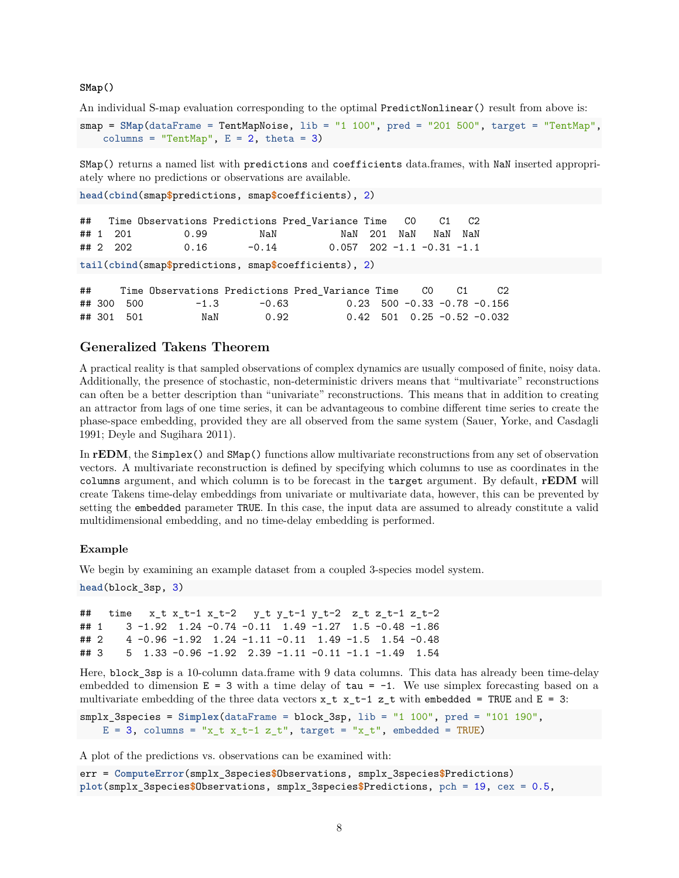**SMap()**

An individual S-map evaluation corresponding to the optimal `PredictNonlinear()` result from above is:

```
smap = SMap(dataFrame = TentMapNoise, lib = "1 100", pred = "201 500", target = "TentMap",
    columns = "TentMap", E = 2, theta = 3)
```

`SMap()` returns a named list with `predictions` and `coefficients` data.frames, with `NaN` inserted appropriately where no predictions or observations are available.

```
head(cbind(smap$predictions, smap$coefficients), 2)
```

```
##   Time Observations Predictions Pred_Variance Time   C0    C1   C2
## 1  201         0.99         NaN           NaN  201  NaN   NaN  NaN
## 2  202         0.16       -0.14         0.057  202 -1.1 -0.31 -1.1
```

```
tail(cbind(smap$predictions, smap$coefficients), 2)
```

```
##     Time Observations Predictions Pred_Variance Time    C0    C1     C2
## 300  500         -1.3       -0.63          0.23  500 -0.33 -0.78 -0.156
## 301  501          NaN        0.92          0.42  501  0.25 -0.52 -0.032
```

## Generalized Takens Theorem

A practical reality is that sampled observations of complex dynamics are usually composed of finite, noisy data. Additionally, the presence of stochastic, non-deterministic drivers means that "multivariate" reconstructions can often be a better description than "univariate" reconstructions. This means that in addition to creating an attractor from lags of one time series, it can be advantageous to combine different time series to create the phase-space embedding, provided they are all observed from the same system (Sauer, Yorke, and Casdagli 1991; Deyle and Sugihara 2011).

In **rEDM**, the `Simplex()` and `SMap()` functions allow multivariate reconstructions from any set of observation vectors. A multivariate reconstruction is defined by specifying which columns to use as coordinates in the `columns` argument, and which column is to be forecast in the `target` argument. By default, **rEDM** will create Takens time-delay embeddings from univariate or multivariate data, however, this can be prevented by setting the `embedded` parameter `TRUE`. In this case, the input data are assumed to already constitute a valid multidimensional embedding, and no time-delay embedding is performed.

### Example

We begin by examining an example dataset from a coupled 3-species model system.

```
head(block_3sp, 3)
```

```
##   time   x_t x_t-1 x_t-2   y_t y_t-1 y_t-2  z_t z_t-1 z_t-2
## 1    3 -1.92  1.24 -0.74 -0.11  1.49 -1.27  1.5 -0.48 -1.86
## 2    4 -0.96 -1.92  1.24 -1.11 -0.11  1.49 -1.5  1.54 -0.48
## 3    5  1.33 -0.96 -1.92  2.39 -1.11 -0.11 -1.1 -1.49  1.54
```

Here, `block_3sp` is a 10-column data.frame with 9 data columns. This data has already been time-delay embedded to dimension `E = 3` with a time delay of `tau = -1`. We use simplex forecasting based on a multivariate embedding of the three data vectors `x_t x_t-1 z_t` with `embedded = TRUE` and `E = 3`:

```
smplx_3species = Simplex(dataFrame = block_3sp, lib = "1 100", pred = "101 190",
    E = 3, columns = "x_t x_t-1 z_t", target = "x_t", embedded = TRUE)
```

A plot of the predictions vs. observations can be examined with:

```
err = ComputeError(smplx_3species$Observations, smplx_3species$Predictions)
plot(smplx_3species$Observations, smplx_3species$Predictions, pch = 19, cex = 0.5,
```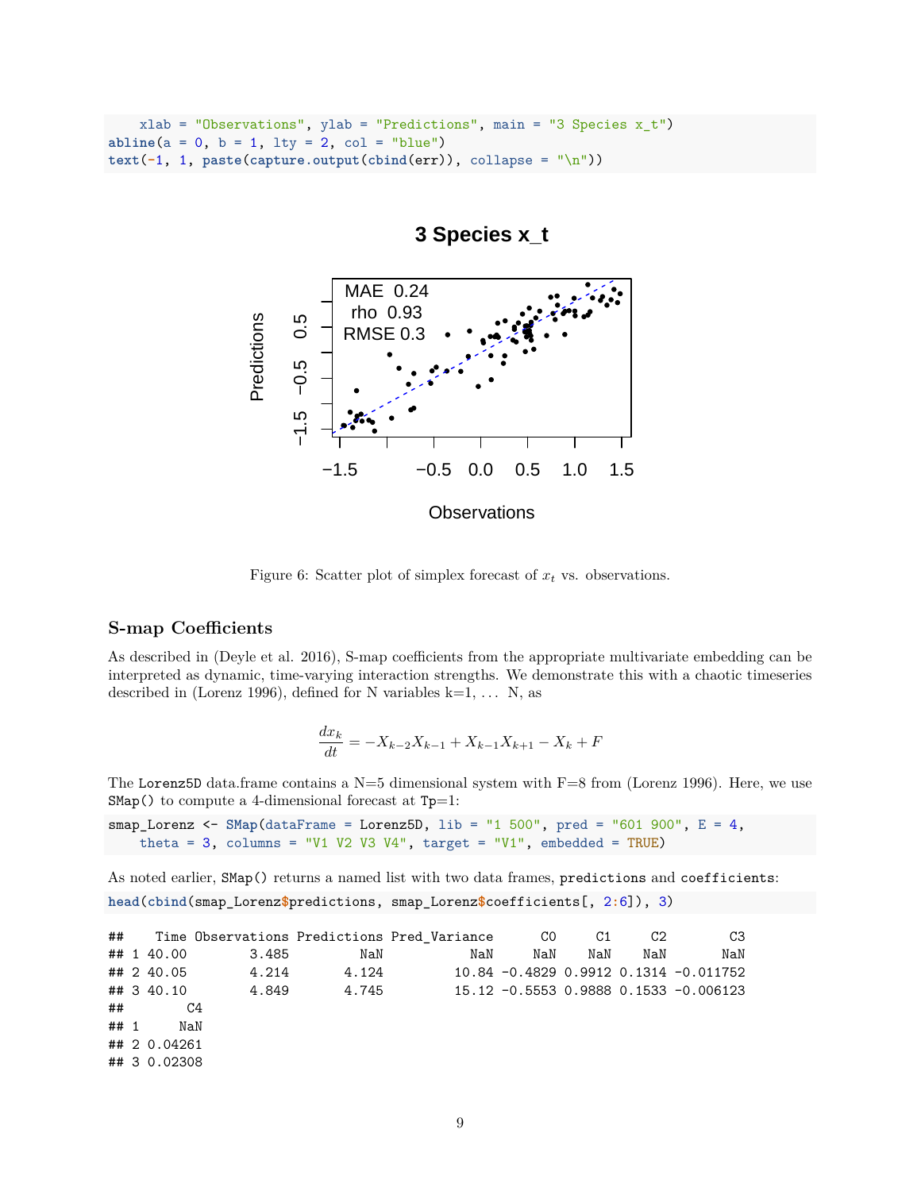```
    xlab = "Observations", ylab = "Predictions", main = "3 Species x_t")
abline(a = 0, b = 1, lty = 2, col = "blue")
text(-1, 1, paste(capture.output(cbind(err)), collapse = "\n"))
```

Figure 6: Scatter plot of simplex forecast of $x_t$ vs. observations.

### S-map Coefficients

As described in (Deyle et al. 2016), S-map coefficients from the appropriate multivariate embedding can be interpreted as dynamic, time-varying interaction strengths. We demonstrate this with a chaotic timeseries described in (Lorenz 1996), defined for N variables k=1, … N, as

$$\frac{dx_k}{dt} = -X_{k-2}X_{k-1} + X_{k-1}X_{k+1} - X_k + F$$

The `Lorenz5D` data.frame contains a N=5 dimensional system with F=8 from (Lorenz 1996). Here, we use `SMap()` to compute a 4-dimensional forecast at `Tp`=1:

```
smap_Lorenz <- SMap(dataFrame = Lorenz5D, lib = "1 500", pred = "601 900", E = 4,
    theta = 3, columns = "V1 V2 V3 V4", target = "V1", embedded = TRUE)
```

As noted earlier, `SMap()` returns a named list with two data frames, `predictions` and `coefficients`:

```
head(cbind(smap_Lorenz$predictions, smap_Lorenz$coefficients[, 2:6]), 3)
```

```
##    Time Observations Predictions Pred_Variance      C0     C1     C2        C3
## 1 40.00        3.485         NaN           NaN     NaN    NaN    NaN       NaN
## 2 40.05        4.214       4.124         10.84 -0.4829 0.9912 0.1314 -0.011752
## 3 40.10        4.849       4.745         15.12 -0.5553 0.9888 0.1533 -0.006123
##        C4
## 1     NaN
## 2 0.04261
## 3 0.02308
```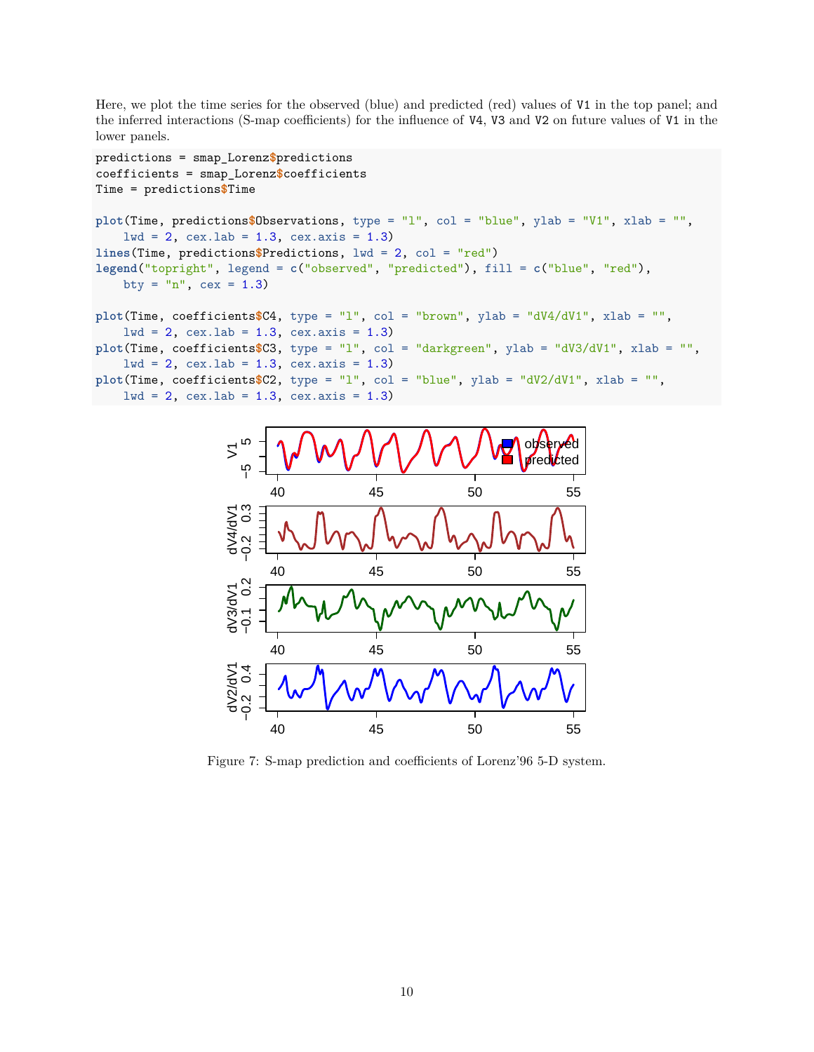Here, we plot the time series for the observed (blue) and predicted (red) values of `V1` in the top panel; and the inferred interactions (S-map coefficients) for the influence of `V4`, `V3` and `V2` on future values of `V1` in the lower panels.

```
predictions = smap_Lorenz$predictions
coefficients = smap_Lorenz$coefficients
Time = predictions$Time

plot(Time, predictions$Observations, type = "l", col = "blue", ylab = "V1", xlab = "",
    lwd = 2, cex.lab = 1.3, cex.axis = 1.3)
lines(Time, predictions$Predictions, lwd = 2, col = "red")
legend("topright", legend = c("observed", "predicted"), fill = c("blue", "red"),
    bty = "n", cex = 1.3)

plot(Time, coefficients$C4, type = "l", col = "brown", ylab = "dV4/dV1", xlab = "",
    lwd = 2, cex.lab = 1.3, cex.axis = 1.3)
plot(Time, coefficients$C3, type = "l", col = "darkgreen", ylab = "dV3/dV1", xlab = "",
    lwd = 2, cex.lab = 1.3, cex.axis = 1.3)
plot(Time, coefficients$C2, type = "l", col = "blue", ylab = "dV2/dV1", xlab = "",
    lwd = 2, cex.lab = 1.3, cex.axis = 1.3)
```

Figure 7: S-map prediction and coefficients of Lorenz'96 5-D system.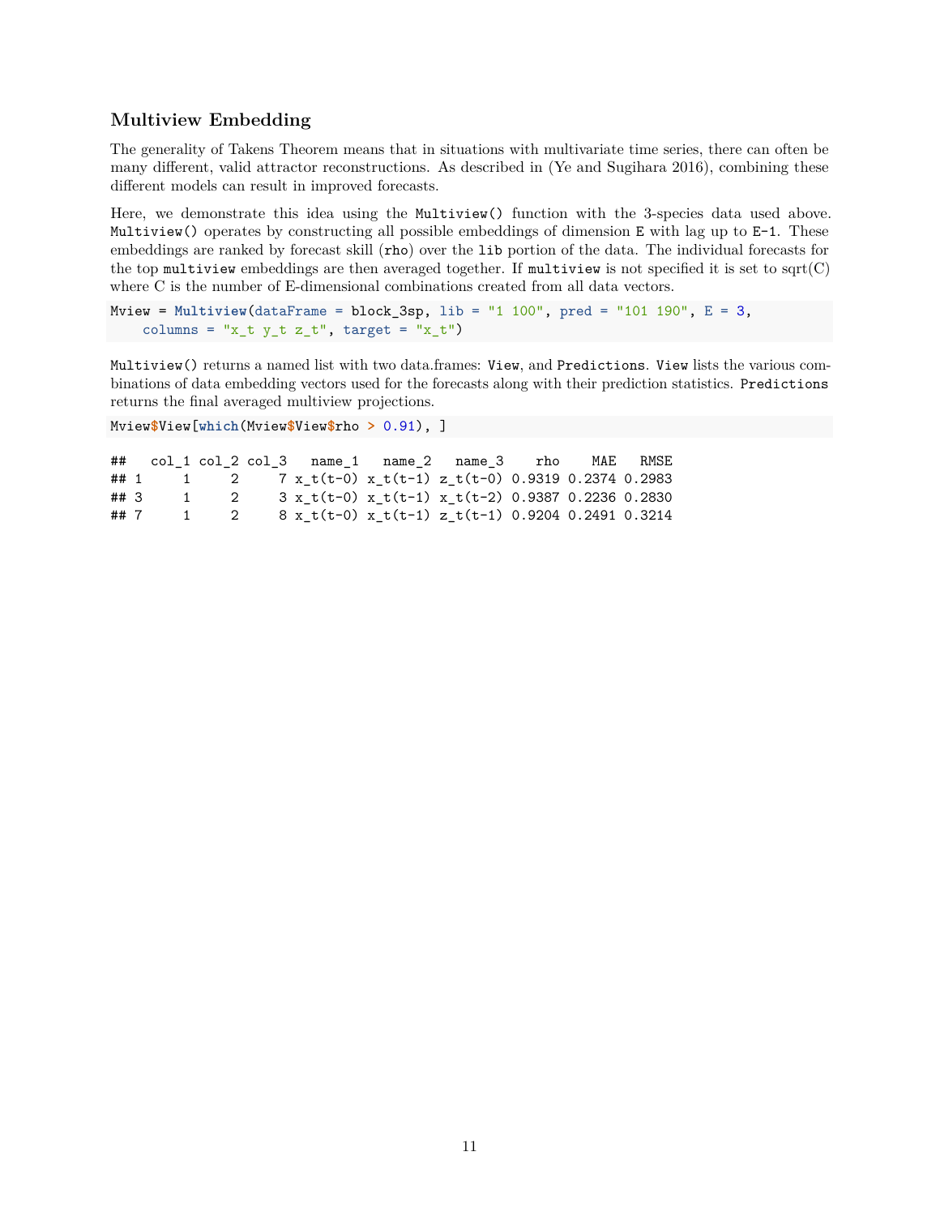### Multiview Embedding

The generality of Takens Theorem means that in situations with multivariate time series, there can often be many different, valid attractor reconstructions. As described in (Ye and Sugihara 2016), combining these different models can result in improved forecasts.

Here, we demonstrate this idea using the `Multiview()` function with the 3-species data used above. `Multiview()` operates by constructing all possible embeddings of dimension `E` with lag up to `E-1`. These embeddings are ranked by forecast skill (`rho`) over the `lib` portion of the data. The individual forecasts for the top `multiview` embeddings are then averaged together. If `multiview` is not specified it is set to sqrt(C) where C is the number of E-dimensional combinations created from all data vectors.

```
Mview = Multiview(dataFrame = block_3sp, lib = "1 100", pred = "101 190", E = 3,
    columns = "x_t y_t z_t", target = "x_t")
```

`Multiview()` returns a named list with two data.frames: `View`, and `Predictions`. `View` lists the various combinations of data embedding vectors used for the forecasts along with their prediction statistics. `Predictions` returns the final averaged multiview projections.

```
Mview$View[which(Mview$View$rho > 0.91), ]
```

```
##   col_1 col_2 col_3   name_1   name_2   name_3    rho    MAE   RMSE
## 1     1     2     7 x_t(t-0) x_t(t-1) z_t(t-0) 0.9319 0.2374 0.2983
## 3     1     2     3 x_t(t-0) x_t(t-1) x_t(t-2) 0.9387 0.2236 0.2830
## 7     1     2     8 x_t(t-0) x_t(t-1) z_t(t-1) 0.9204 0.2491 0.3214
```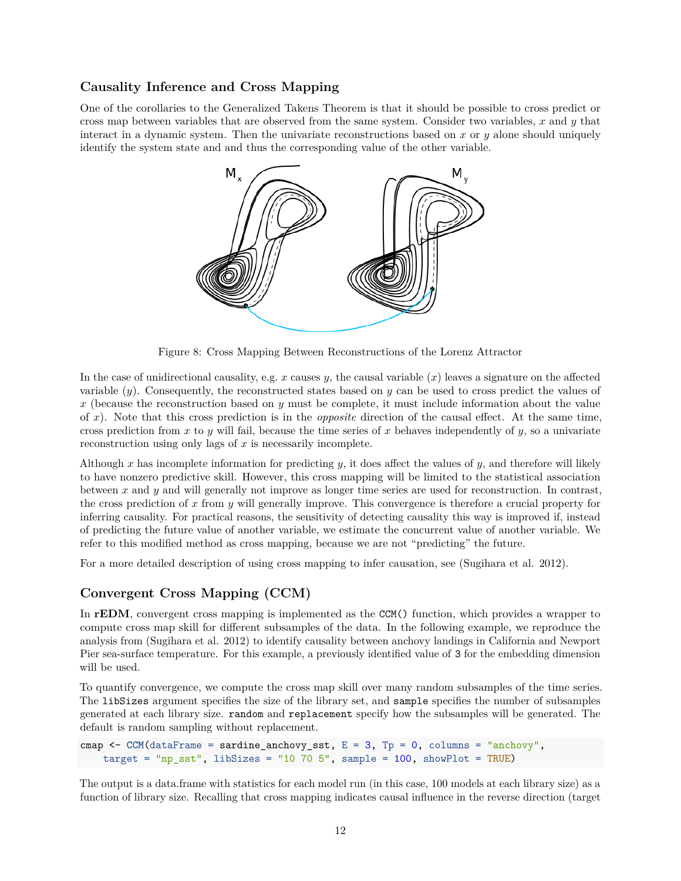## Causality Inference and Cross Mapping

One of the corollaries to the Generalized Takens Theorem is that it should be possible to cross predict or cross map between variables that are observed from the same system. Consider two variables, $x$ and $y$ that interact in a dynamic system. Then the univariate reconstructions based on $x$ or $y$ alone should uniquely identify the system state and and thus the corresponding value of the other variable.

Figure 8: Cross Mapping Between Reconstructions of the Lorenz Attractor

In the case of unidirectional causality, e.g. $x$ causes $y$, the causal variable ($x$) leaves a signature on the affected variable ($y$). Consequently, the reconstructed states based on $y$ can be used to cross predict the values of $x$ (because the reconstruction based on $y$ must be complete, it must include information about the value of $x$). Note that this cross prediction is in the *opposite* direction of the causal effect. At the same time, cross prediction from $x$ to $y$ will fail, because the time series of $x$ behaves independently of $y$, so a univariate reconstruction using only lags of $x$ is necessarily incomplete.

Although $x$ has incomplete information for predicting $y$, it does affect the values of $y$, and therefore will likely to have nonzero predictive skill. However, this cross mapping will be limited to the statistical association between $x$ and $y$ and will generally not improve as longer time series are used for reconstruction. In contrast, the cross prediction of $x$ from $y$ will generally improve. This convergence is therefore a crucial property for inferring causality. For practical reasons, the sensitivity of detecting causality this way is improved if, instead of predicting the future value of another variable, we estimate the concurrent value of another variable. We refer to this modified method as cross mapping, because we are not "predicting" the future.

For a more detailed description of using cross mapping to infer causation, see (Sugihara et al. 2012).

## Convergent Cross Mapping (CCM)

In **rEDM**, convergent cross mapping is implemented as the `CCM()` function, which provides a wrapper to compute cross map skill for different subsamples of the data. In the following example, we reproduce the analysis from (Sugihara et al. 2012) to identify causality between anchovy landings in California and Newport Pier sea-surface temperature. For this example, a previously identified value of `3` for the embedding dimension will be used.

To quantify convergence, we compute the cross map skill over many random subsamples of the time series. The `libSizes` argument specifies the size of the library set, and `sample` specifies the number of subsamples generated at each library size. `random` and `replacement` specify how the subsamples will be generated. The default is random sampling without replacement.

```
cmap <- CCM(dataFrame = sardine_anchovy_sst, E = 3, Tp = 0, columns = "anchovy",
    target = "np_sst", libSizes = "10 70 5", sample = 100, showPlot = TRUE)
```

The output is a data.frame with statistics for each model run (in this case, 100 models at each library size) as a function of library size. Recalling that cross mapping indicates causal influence in the reverse direction (target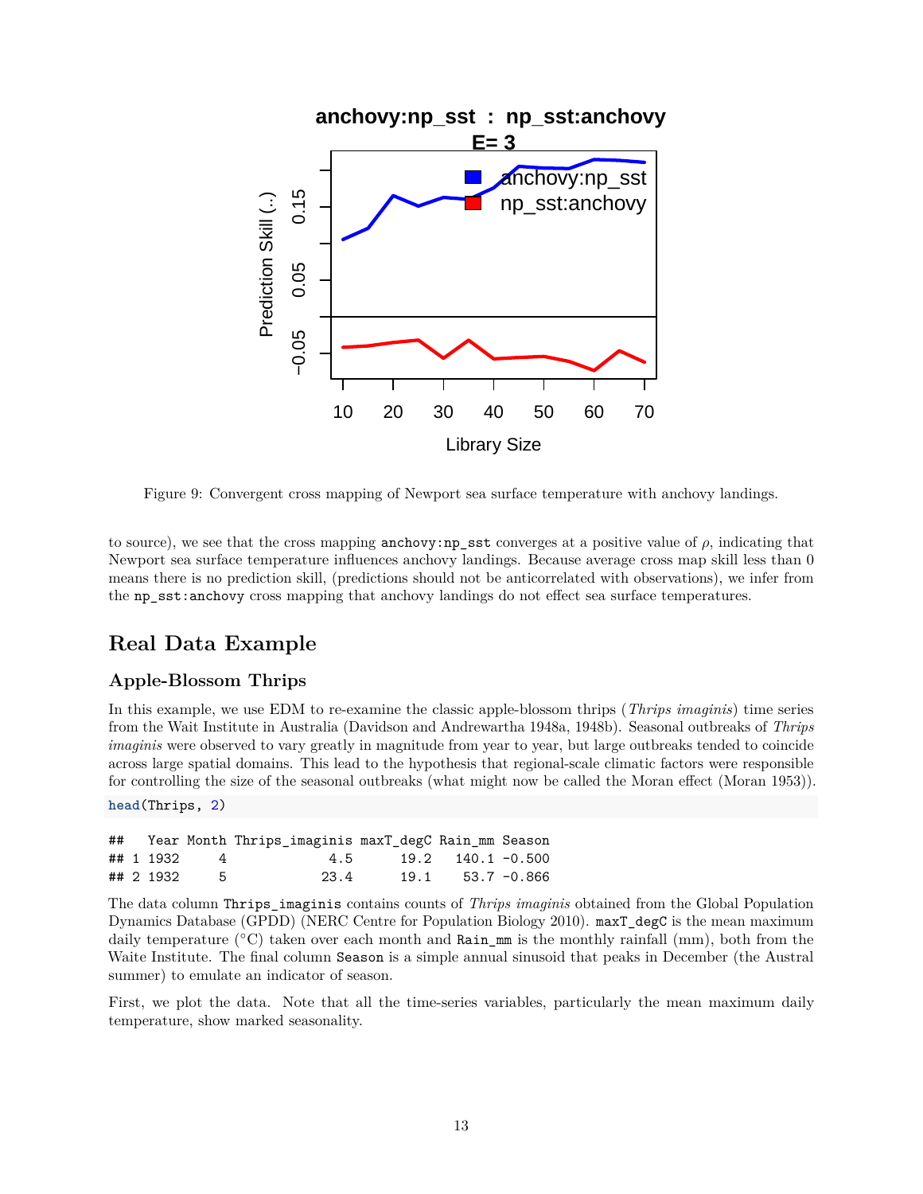Figure 9: Convergent cross mapping of Newport sea surface temperature with anchovy landings.

to source), we see that the cross mapping `anchovy:np_sst` converges at a positive value of $\rho$, indicating that Newport sea surface temperature influences anchovy landings. Because average cross map skill less than 0 means there is no prediction skill, (predictions should not be anticorrelated with observations), we infer from the `np_sst:anchovy` cross mapping that anchovy landings do not effect sea surface temperatures.

## Real Data Example

### Apple-Blossom Thrips

In this example, we use EDM to re-examine the classic apple-blossom thrips (*Thrips imaginis*) time series from the Wait Institute in Australia (Davidson and Andrewartha 1948a, 1948b). Seasonal outbreaks of *Thrips imaginis* were observed to vary greatly in magnitude from year to year, but large outbreaks tended to coincide across large spatial domains. This lead to the hypothesis that regional-scale climatic factors were responsible for controlling the size of the seasonal outbreaks (what might now be called the Moran effect (Moran 1953)).

```
head(Thrips, 2)
```

```
##   Year Month Thrips_imaginis maxT_degC Rain_mm Season
## 1 1932     4             4.5      19.2   140.1 -0.500
## 2 1932     5            23.4      19.1    53.7 -0.866
```

The data column `Thrips_imaginis` contains counts of *Thrips imaginis* obtained from the Global Population Dynamics Database (GPDD) (NERC Centre for Population Biology 2010). `maxT_degC` is the mean maximum daily temperature (°C) taken over each month and `Rain_mm` is the monthly rainfall (mm), both from the Waite Institute. The final column `Season` is a simple annual sinusoid that peaks in December (the Austral summer) to emulate an indicator of season.

First, we plot the data. Note that all the time-series variables, particularly the mean maximum daily temperature, show marked seasonality.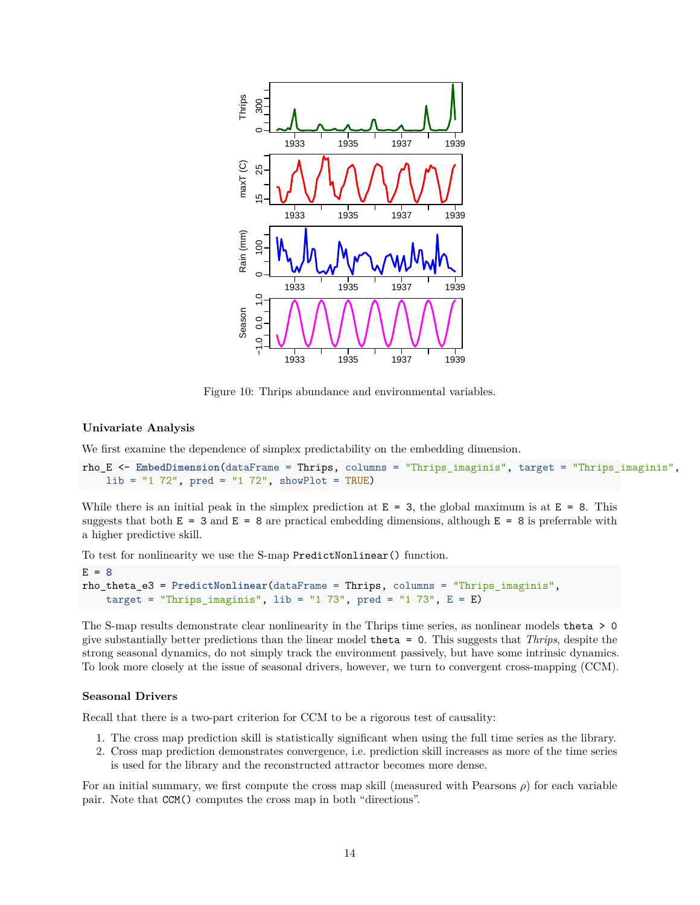Figure 10: Thrips abundance and environmental variables.

#### Univariate Analysis

We first examine the dependence of simplex predictability on the embedding dimension.

```
rho_E <- EmbedDimension(dataFrame = Thrips, columns = "Thrips_imaginis", target = "Thrips_imaginis",
    lib = "1 72", pred = "1 72", showPlot = TRUE)
```

While there is an initial peak in the simplex prediction at `E = 3`, the global maximum is at `E = 8`. This suggests that both `E = 3` and `E = 8` are practical embedding dimensions, although `E = 8` is preferrable with a higher predictive skill.

To test for nonlinearity we use the S-map `PredictNonlinear()` function.

```
E = 8
rho_theta_e3 = PredictNonlinear(dataFrame = Thrips, columns = "Thrips_imaginis",
    target = "Thrips_imaginis", lib = "1 73", pred = "1 73", E = E)
```

The S-map results demonstrate clear nonlinearity in the Thrips time series, as nonlinear models `theta > 0` give substantially better predictions than the linear model `theta = 0`. This suggests that *Thrips*, despite the strong seasonal dynamics, do not simply track the environment passively, but have some intrinsic dynamics. To look more closely at the issue of seasonal drivers, however, we turn to convergent cross-mapping (CCM).

#### Seasonal Drivers

Recall that there is a two-part criterion for CCM to be a rigorous test of causality:

1. The cross map prediction skill is statistically significant when using the full time series as the library.
2. Cross map prediction demonstrates convergence, i.e. prediction skill increases as more of the time series is used for the library and the reconstructed attractor becomes more dense.

For an initial summary, we first compute the cross map skill (measured with Pearsons $\rho$) for each variable pair. Note that `CCM()` computes the cross map in both "directions".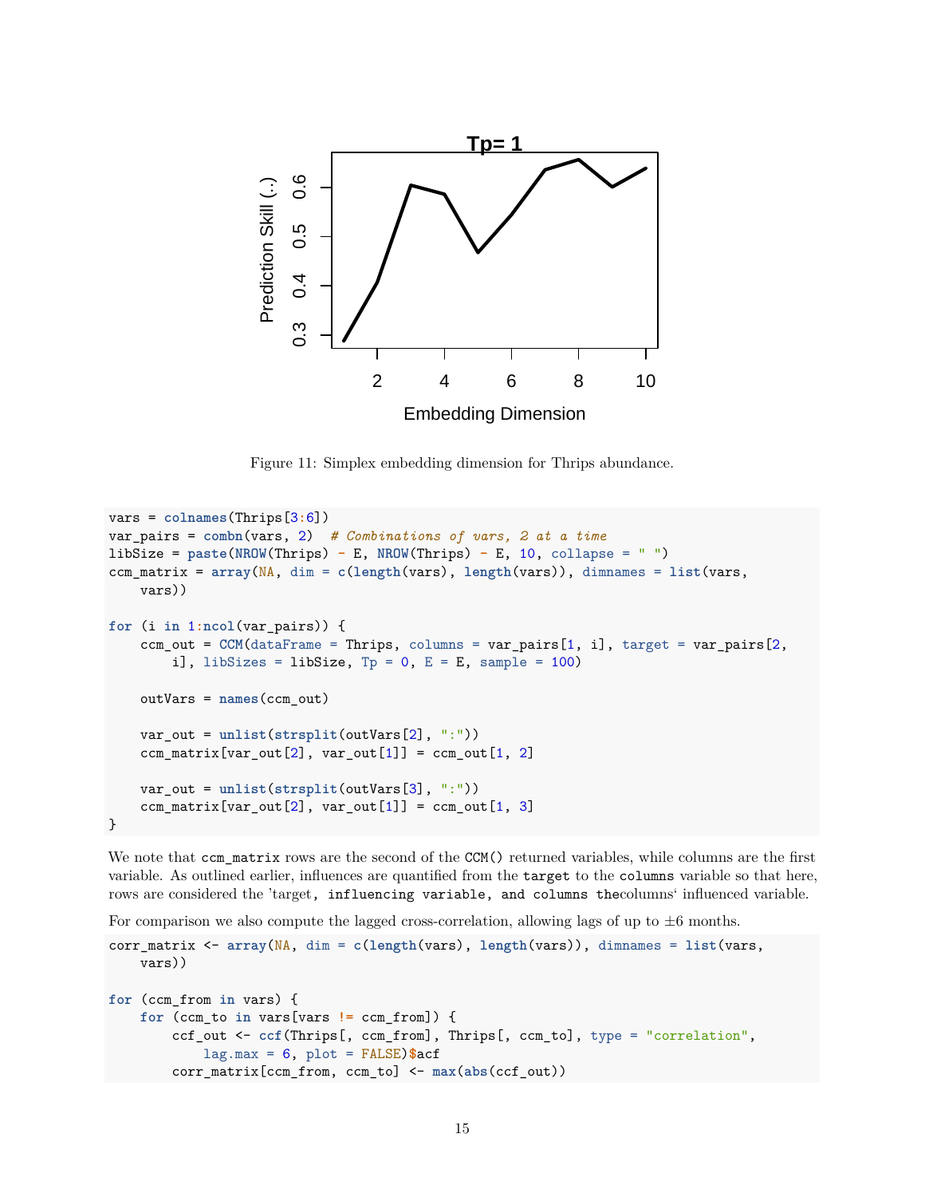Figure 11: Simplex embedding dimension for Thrips abundance.

```
vars = colnames(Thrips[3:6])
var_pairs = combn(vars, 2)  # Combinations of vars, 2 at a time
libSize = paste(NROW(Thrips) - E, NROW(Thrips) - E, 10, collapse = " ")
ccm_matrix = array(NA, dim = c(length(vars), length(vars)), dimnames = list(vars,
    vars))

for (i in 1:ncol(var_pairs)) {
    ccm_out = CCM(dataFrame = Thrips, columns = var_pairs[1, i], target = var_pairs[2,
        i], libSizes = libSize, Tp = 0, E = E, sample = 100)

    outVars = names(ccm_out)

    var_out = unlist(strsplit(outVars[2], ":"))
    ccm_matrix[var_out[2], var_out[1]] = ccm_out[1, 2]

    var_out = unlist(strsplit(outVars[3], ":"))
    ccm_matrix[var_out[2], var_out[1]] = ccm_out[1, 3]
}
```

We note that `ccm_matrix` rows are the second of the `CCM()` returned variables, while columns are the first variable. As outlined earlier, influences are quantified from the `target` to the `columns` variable so that here, rows are considered the 'target`, influencing variable, and columns the`columns' influenced variable.

For comparison we also compute the lagged cross-correlation, allowing lags of up to ±6 months.

```
corr_matrix <- array(NA, dim = c(length(vars), length(vars)), dimnames = list(vars,
    vars))

for (ccm_from in vars) {
    for (ccm_to in vars[vars != ccm_from]) {
        ccf_out <- ccf(Thrips[, ccm_from], Thrips[, ccm_to], type = "correlation",
            lag.max = 6, plot = FALSE)$acf
        corr_matrix[ccm_from, ccm_to] <- max(abs(ccf_out))
```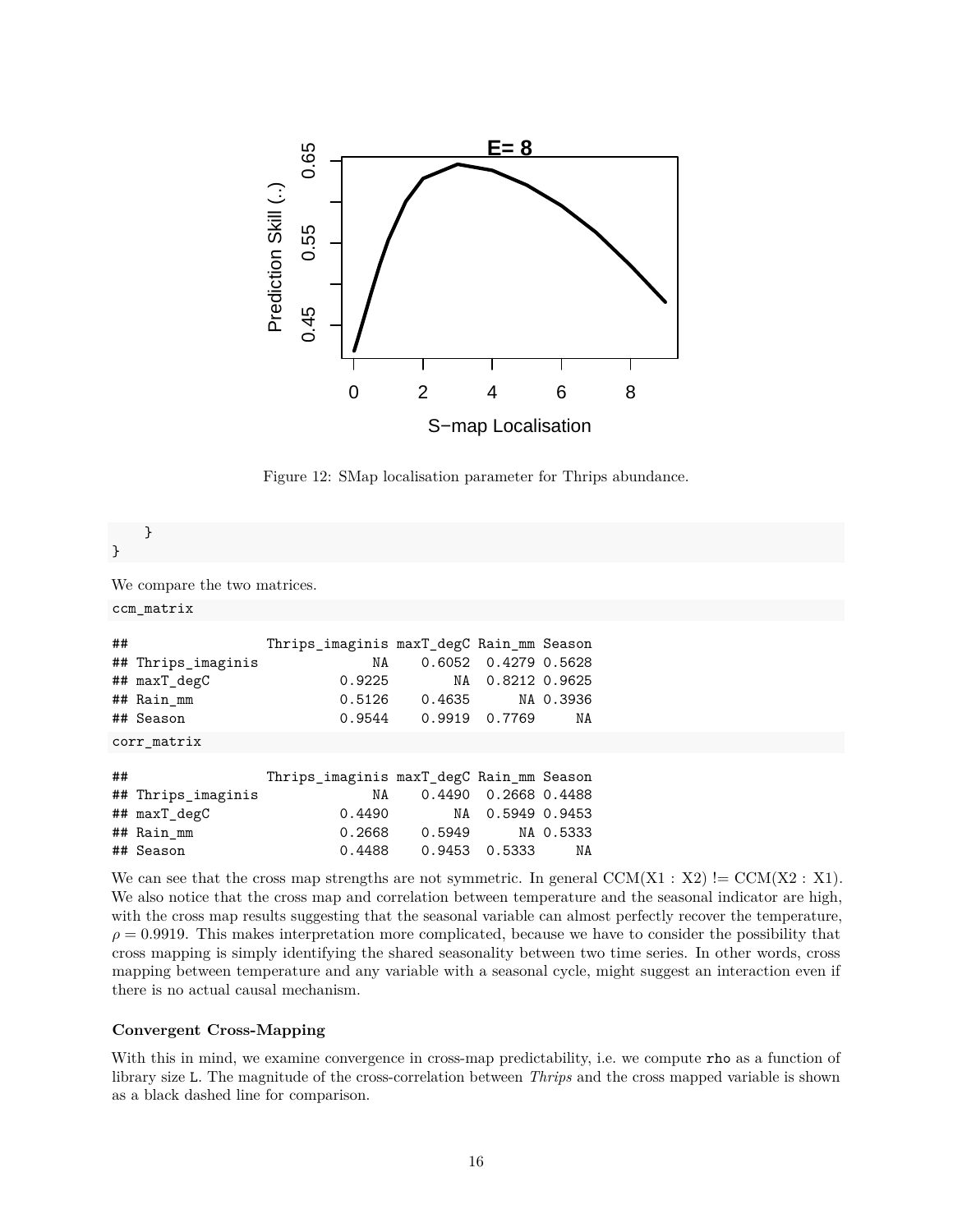Figure 12: SMap localisation parameter for Thrips abundance.

```
    }
}
```

We compare the two matrices.

```
ccm_matrix
```

```
##                 Thrips_imaginis maxT_degC Rain_mm Season
## Thrips_imaginis              NA    0.6052  0.4279 0.5628
## maxT_degC                0.9225        NA  0.8212 0.9625
## Rain_mm                  0.5126    0.4635      NA 0.3936
## Season                   0.9544    0.9919  0.7769     NA
```

```
corr_matrix
```

```
##                 Thrips_imaginis maxT_degC Rain_mm Season
## Thrips_imaginis              NA    0.4490  0.2668 0.4488
## maxT_degC                0.4490        NA  0.5949 0.9453
## Rain_mm                  0.2668    0.5949      NA 0.5333
## Season                   0.4488    0.9453  0.5333     NA
```

We can see that the cross map strengths are not symmetric. In general CCM(X1 : X2) != CCM(X2 : X1). We also notice that the cross map and correlation between temperature and the seasonal indicator are high, with the cross map results suggesting that the seasonal variable can almost perfectly recover the temperature, $\rho = 0.9919$. This makes interpretation more complicated, because we have to consider the possibility that cross mapping is simply identifying the shared seasonality between two time series. In other words, cross mapping between temperature and any variable with a seasonal cycle, might suggest an interaction even if there is no actual causal mechanism.

#### Convergent Cross-Mapping

With this in mind, we examine convergence in cross-map predictability, i.e. we compute `rho` as a function of library size `L`. The magnitude of the cross-correlation between *Thrips* and the cross mapped variable is shown as a black dashed line for comparison.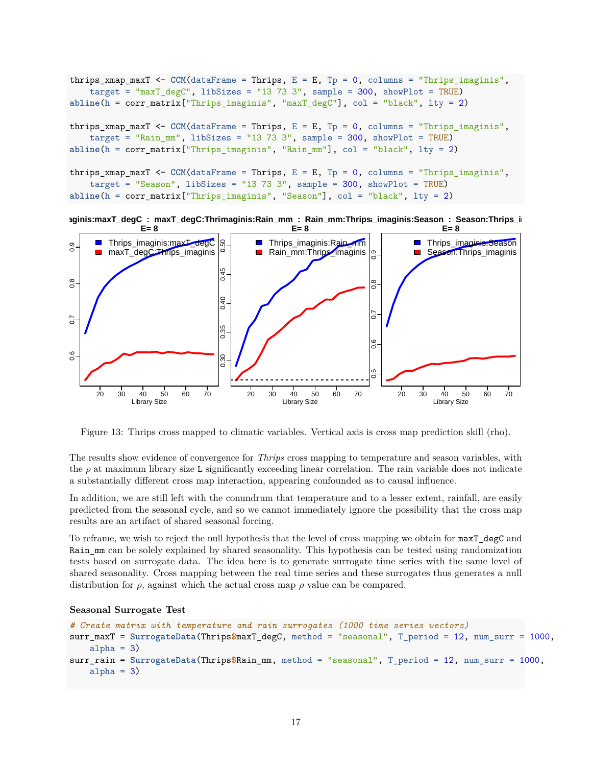```
thrips_xmap_maxT <- CCM(dataFrame = Thrips, E = E, Tp = 0, columns = "Thrips_imaginis",
    target = "maxT_degC", libSizes = "13 73 3", sample = 300, showPlot = TRUE)
abline(h = corr_matrix["Thrips_imaginis", "maxT_degC"], col = "black", lty = 2)

thrips_xmap_maxT <- CCM(dataFrame = Thrips, E = E, Tp = 0, columns = "Thrips_imaginis",
    target = "Rain_mm", libSizes = "13 73 3", sample = 300, showPlot = TRUE)
abline(h = corr_matrix["Thrips_imaginis", "Rain_mm"], col = "black", lty = 2)

thrips_xmap_maxT <- CCM(dataFrame = Thrips, E = E, Tp = 0, columns = "Thrips_imaginis",
    target = "Season", libSizes = "13 73 3", sample = 300, showPlot = TRUE)
abline(h = corr_matrix["Thrips_imaginis", "Season"], col = "black", lty = 2)
```

Figure 13: Thrips cross mapped to climatic variables. Vertical axis is cross map prediction skill (rho).

The results show evidence of convergence for *Thrips* cross mapping to temperature and season variables, with the $\rho$ at maximum library size L significantly exceeding linear correlation. The rain variable does not indicate a substantially different cross map interaction, appearing confounded as to causal influence.

In addition, we are still left with the conundrum that temperature and to a lesser extent, rainfall, are easily predicted from the seasonal cycle, and so we cannot immediately ignore the possibility that the cross map results are an artifact of shared seasonal forcing.

To reframe, we wish to reject the null hypothesis that the level of cross mapping we obtain for maxT_degC and Rain_mm can be solely explained by shared seasonality. This hypothesis can be tested using randomization tests based on surrogate data. The idea here is to generate surrogate time series with the same level of shared seasonality. Cross mapping between the real time series and these surrogates thus generates a null distribution for $\rho$, against which the actual cross map $\rho$ value can be compared.

**Seasonal Surrogate Test**

```
# Create matrix with temperature and rain surrogates (1000 time series vectors)
surr_maxT = SurrogateData(Thrips$maxT_degC, method = "seasonal", T_period = 12, num_surr = 1000,
    alpha = 3)
surr_rain = SurrogateData(Thrips$Rain_mm, method = "seasonal", T_period = 12, num_surr = 1000,
    alpha = 3)
```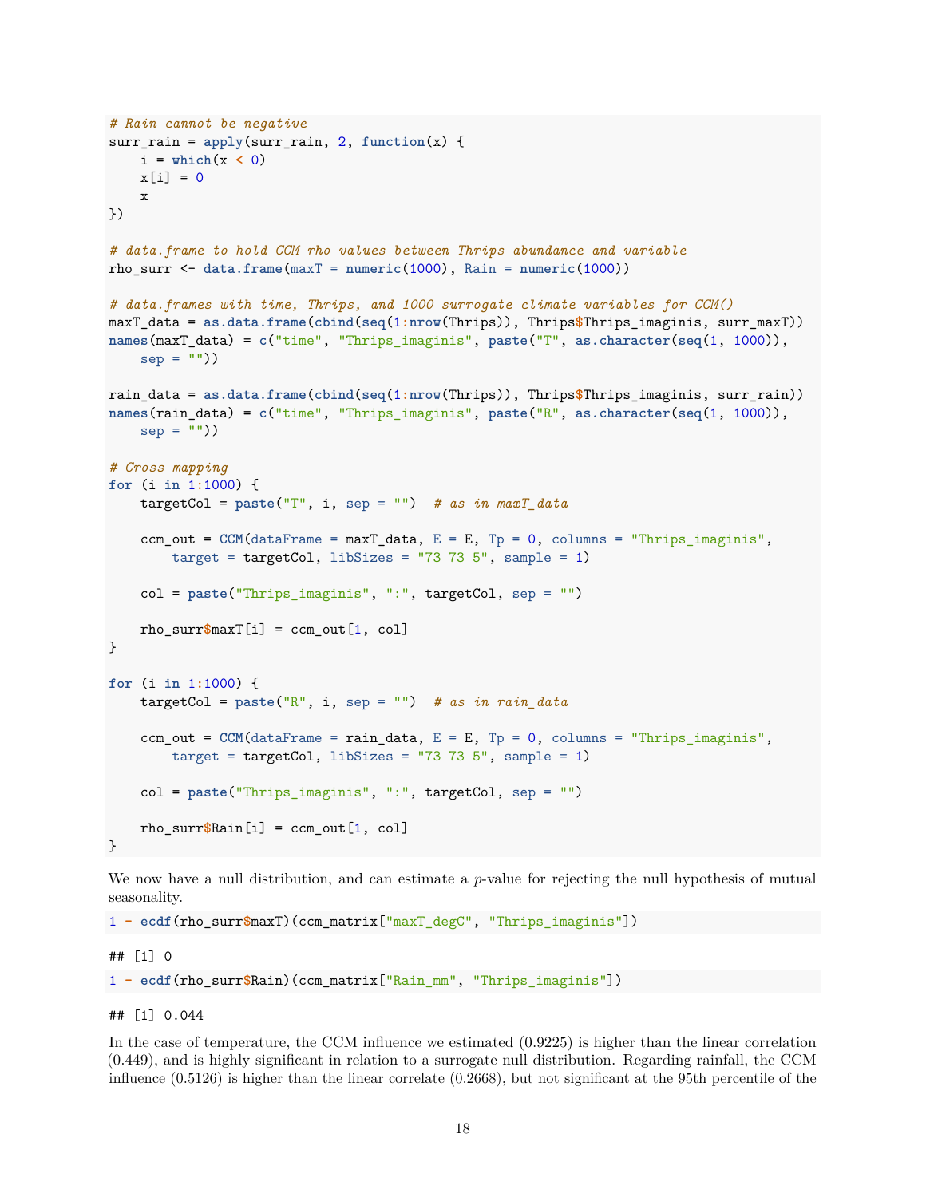```r
# Rain cannot be negative
surr_rain = apply(surr_rain, 2, function(x) {
    i = which(x < 0)
    x[i] = 0
    x
})

# data.frame to hold CCM rho values between Thrips abundance and variable
rho_surr <- data.frame(maxT = numeric(1000), Rain = numeric(1000))

# data.frames with time, Thrips, and 1000 surrogate climate variables for CCM()
maxT_data = as.data.frame(cbind(seq(1:nrow(Thrips)), Thrips$Thrips_imaginis, surr_maxT))
names(maxT_data) = c("time", "Thrips_imaginis", paste("T", as.character(seq(1, 1000)),
    sep = ""))

rain_data = as.data.frame(cbind(seq(1:nrow(Thrips)), Thrips$Thrips_imaginis, surr_rain))
names(rain_data) = c("time", "Thrips_imaginis", paste("R", as.character(seq(1, 1000)),
    sep = ""))

# Cross mapping
for (i in 1:1000) {
    targetCol = paste("T", i, sep = "")  # as in maxT_data

    ccm_out = CCM(dataFrame = maxT_data, E = E, Tp = 0, columns = "Thrips_imaginis",
        target = targetCol, libSizes = "73 73 5", sample = 1)

    col = paste("Thrips_imaginis", ":", targetCol, sep = "")

    rho_surr$maxT[i] = ccm_out[1, col]
}

for (i in 1:1000) {
    targetCol = paste("R", i, sep = "")  # as in rain_data

    ccm_out = CCM(dataFrame = rain_data, E = E, Tp = 0, columns = "Thrips_imaginis",
        target = targetCol, libSizes = "73 73 5", sample = 1)

    col = paste("Thrips_imaginis", ":", targetCol, sep = "")

    rho_surr$Rain[i] = ccm_out[1, col]
}
```

We now have a null distribution, and can estimate a $p$-value for rejecting the null hypothesis of mutual seasonality.

```r
1 - ecdf(rho_surr$maxT)(ccm_matrix["maxT_degC", "Thrips_imaginis"])
```

```
## [1] 0
```

```r
1 - ecdf(rho_surr$Rain)(ccm_matrix["Rain_mm", "Thrips_imaginis"])
```

```
## [1] 0.044
```

In the case of temperature, the CCM influence we estimated (0.9225) is higher than the linear correlation (0.449), and is highly significant in relation to a surrogate null distribution. Regarding rainfall, the CCM influence (0.5126) is higher than the linear correlate (0.2668), but not significant at the 95th percentile of the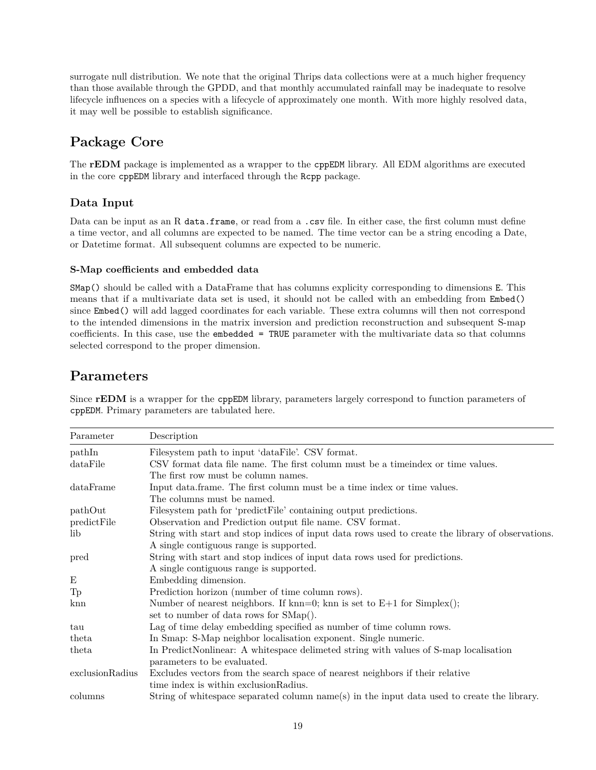surrogate null distribution. We note that the original Thrips data collections were at a much higher frequency than those available through the GPDD, and that monthly accumulated rainfall may be inadequate to resolve lifecycle influences on a species with a lifecycle of approximately one month. With more highly resolved data, it may well be possible to establish significance.

# Package Core

The **rEDM** package is implemented as a wrapper to the `cppEDM` library. All EDM algorithms are executed in the core `cppEDM` library and interfaced through the `Rcpp` package.

## Data Input

Data can be input as an R `data.frame`, or read from a `.csv` file. In either case, the first column must define a time vector, and all columns are expected to be named. The time vector can be a string encoding a Date, or Datetime format. All subsequent columns are expected to be numeric.

### S-Map coefficients and embedded data

`SMap()` should be called with a DataFrame that has columns explicity corresponding to dimensions `E`. This means that if a multivariate data set is used, it should not be called with an embedding from `Embed()` since `Embed()` will add lagged coordinates for each variable. These extra columns will then not correspond to the intended dimensions in the matrix inversion and prediction reconstruction and subsequent S-map coefficients. In this case, use the `embedded = TRUE` parameter with the multivariate data so that columns selected correspond to the proper dimension.

# Parameters

Since **rEDM** is a wrapper for the `cppEDM` library, parameters largely correspond to function parameters of `cppEDM`. Primary parameters are tabulated here.

| Parameter | Description |
|---|---|
| pathIn | Filesystem path to input 'dataFile'. CSV format. |
| dataFile | CSV format data file name. The first column must be a timeindex or time values. The first row must be column names. |
| dataFrame | Input data.frame. The first column must be a time index or time values. The columns must be named. |
| pathOut | Filesystem path for 'predictFile' containing output predictions. |
| predictFile | Observation and Prediction output file name. CSV format. |
| lib | String with start and stop indices of input data rows used to create the library of observations. A single contiguous range is supported. |
| pred | String with start and stop indices of input data rows used for predictions. A single contiguous range is supported. |
| E | Embedding dimension. |
| Tp | Prediction horizon (number of time column rows). |
| knn | Number of nearest neighbors. If knn=0; knn is set to E+1 for Simplex(); set to number of data rows for SMap(). |
| tau | Lag of time delay embedding specified as number of time column rows. |
| theta | In Smap: S-Map neighbor localisation exponent. Single numeric. |
| theta | In PredictNonlinear: A whitespace delimeted string with values of S-map localisation parameters to be evaluated. |
| exclusionRadius | Excludes vectors from the search space of nearest neighbors if their relative time index is within exclusionRadius. |
| columns | String of whitespace separated column name(s) in the input data used to create the library. |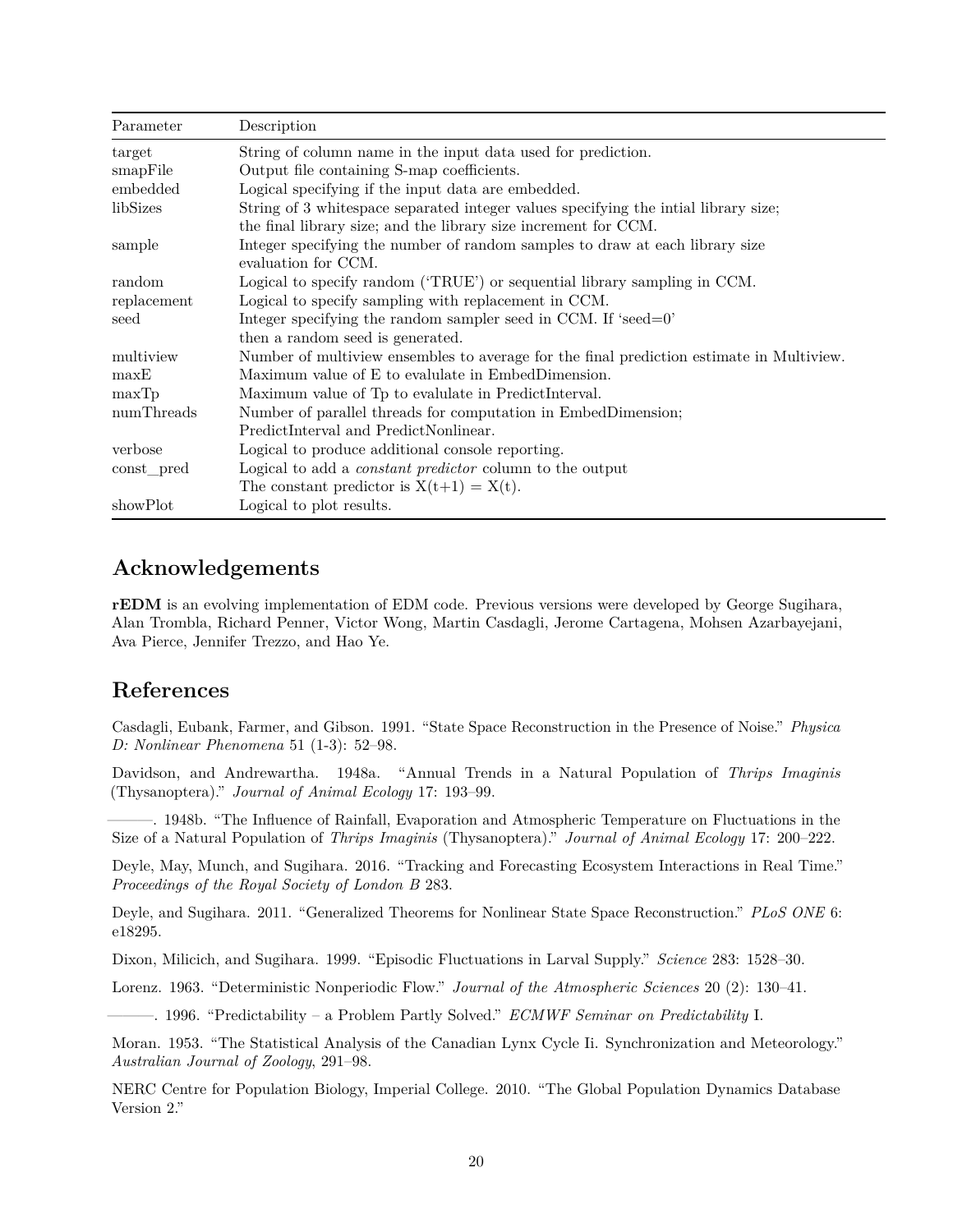| Parameter | Description |
|---|---|
| target | String of column name in the input data used for prediction. |
| smapFile | Output file containing S-map coefficients. |
| embedded | Logical specifying if the input data are embedded. |
| libSizes | String of 3 whitespace separated integer values specifying the intial library size; the final library size; and the library size increment for CCM. |
| sample | Integer specifying the number of random samples to draw at each library size evaluation for CCM. |
| random | Logical to specify random ('TRUE') or sequential library sampling in CCM. |
| replacement | Logical to specify sampling with replacement in CCM. |
| seed | Integer specifying the random sampler seed in CCM. If 'seed=0' then a random seed is generated. |
| multiview | Number of multiview ensembles to average for the final prediction estimate in Multiview. |
| maxE | Maximum value of E to evaluate in EmbedDimension. |
| maxTp | Maximum value of Tp to evaluate in PredictInterval. |
| numThreads | Number of parallel threads for computation in EmbedDimension; PredictInterval and PredictNonlinear. |
| verbose | Logical to produce additional console reporting. |
| const_pred | Logical to add a *constant predictor* column to the output The constant predictor is X(t+1) = X(t). |
| showPlot | Logical to plot results. |

## Acknowledgements

**rEDM** is an evolving implementation of EDM code. Previous versions were developed by George Sugihara, Alan Trombla, Richard Penner, Victor Wong, Martin Casdagli, Jerome Cartagena, Mohsen Azarbayejani, Ava Pierce, Jennifer Trezzo, and Hao Ye.

## References

Casdagli, Eubank, Farmer, and Gibson. 1991. "State Space Reconstruction in the Presence of Noise." *Physica D: Nonlinear Phenomena* 51 (1-3): 52–98.

Davidson, and Andrewartha. 1948a. "Annual Trends in a Natural Population of *Thrips Imaginis* (Thysanoptera)." *Journal of Animal Ecology* 17: 193–99.

———. 1948b. "The Influence of Rainfall, Evaporation and Atmospheric Temperature on Fluctuations in the Size of a Natural Population of *Thrips Imaginis* (Thysanoptera)." *Journal of Animal Ecology* 17: 200–222.

Deyle, May, Munch, and Sugihara. 2016. "Tracking and Forecasting Ecosystem Interactions in Real Time." *Proceedings of the Royal Society of London B* 283.

Deyle, and Sugihara. 2011. "Generalized Theorems for Nonlinear State Space Reconstruction." *PLoS ONE* 6: e18295.

Dixon, Milicich, and Sugihara. 1999. "Episodic Fluctuations in Larval Supply." *Science* 283: 1528–30.

Lorenz. 1963. "Deterministic Nonperiodic Flow." *Journal of the Atmospheric Sciences* 20 (2): 130–41.

———. 1996. "Predictability – a Problem Partly Solved." *ECMWF Seminar on Predictability* I.

Moran. 1953. "The Statistical Analysis of the Canadian Lynx Cycle Ii. Synchronization and Meteorology." *Australian Journal of Zoology*, 291–98.

NERC Centre for Population Biology, Imperial College. 2010. "The Global Population Dynamics Database Version 2."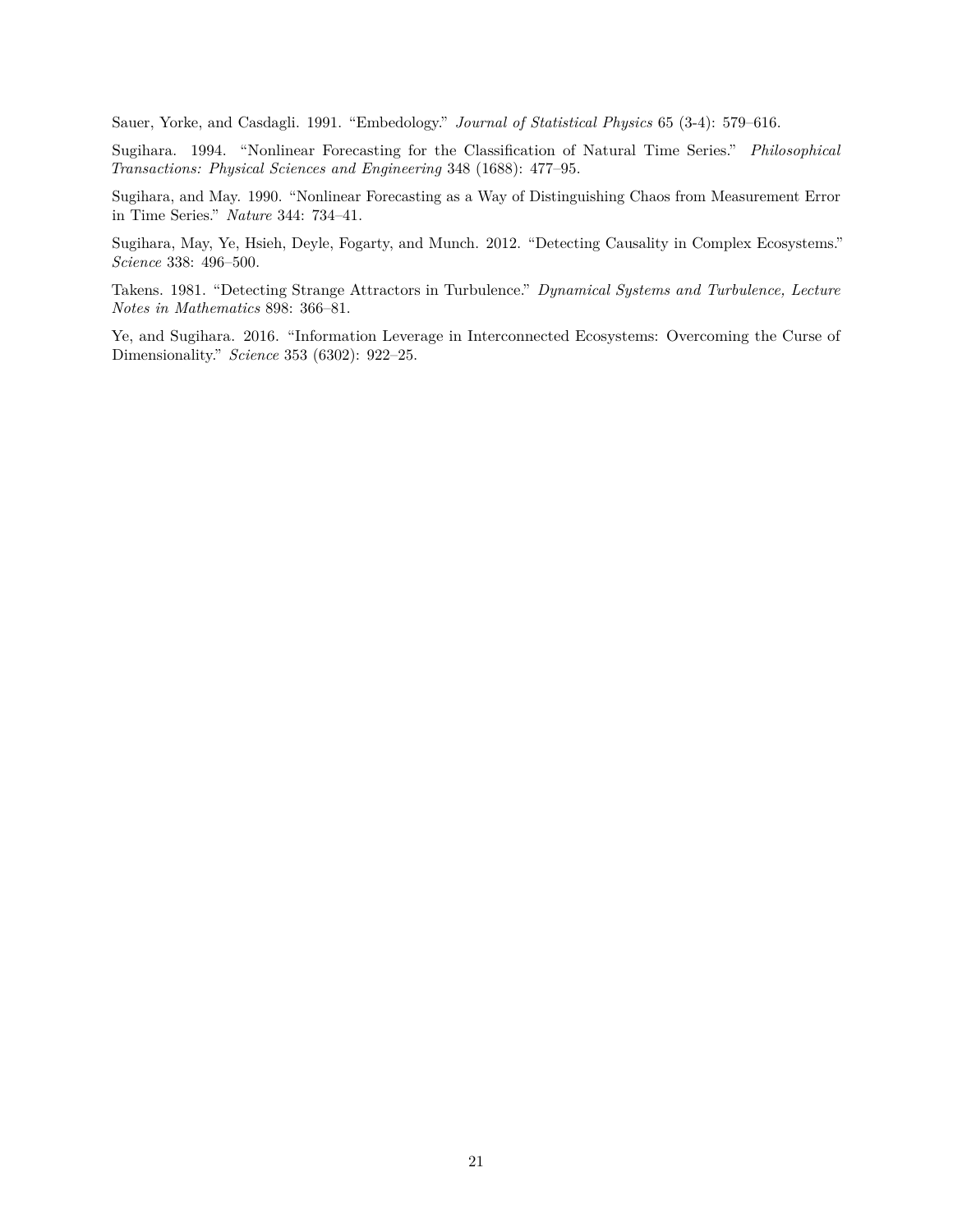Sauer, Yorke, and Casdagli. 1991. "Embedology." *Journal of Statistical Physics* 65 (3-4): 579–616.

Sugihara. 1994. "Nonlinear Forecasting for the Classification of Natural Time Series." *Philosophical Transactions: Physical Sciences and Engineering* 348 (1688): 477–95.

Sugihara, and May. 1990. "Nonlinear Forecasting as a Way of Distinguishing Chaos from Measurement Error in Time Series." *Nature* 344: 734–41.

Sugihara, May, Ye, Hsieh, Deyle, Fogarty, and Munch. 2012. "Detecting Causality in Complex Ecosystems." *Science* 338: 496–500.

Takens. 1981. "Detecting Strange Attractors in Turbulence." *Dynamical Systems and Turbulence, Lecture Notes in Mathematics* 898: 366–81.

Ye, and Sugihara. 2016. "Information Leverage in Interconnected Ecosystems: Overcoming the Curse of Dimensionality." *Science* 353 (6302): 922–25.